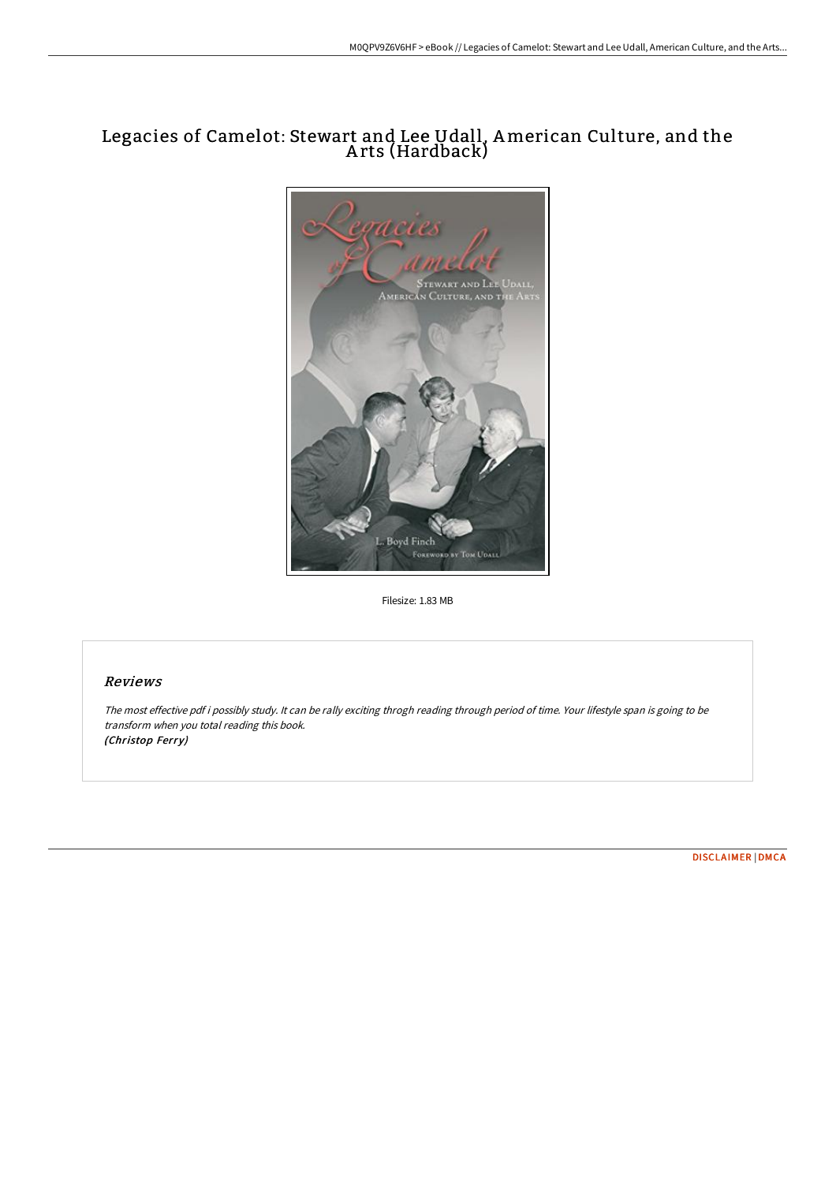# Legacies of Camelot: Stewart and Lee Udall, American Culture, and the Arts (Hardback)

Filesize: 1.83 MB

## Reviews

*The most effective pdf i possibly study. It can be rally exciting throgh reading through period of time. Your lifestyle span is going to be transform when you total reading this book.*
*(Christop Ferry)*

DISCLAIMER | DMCA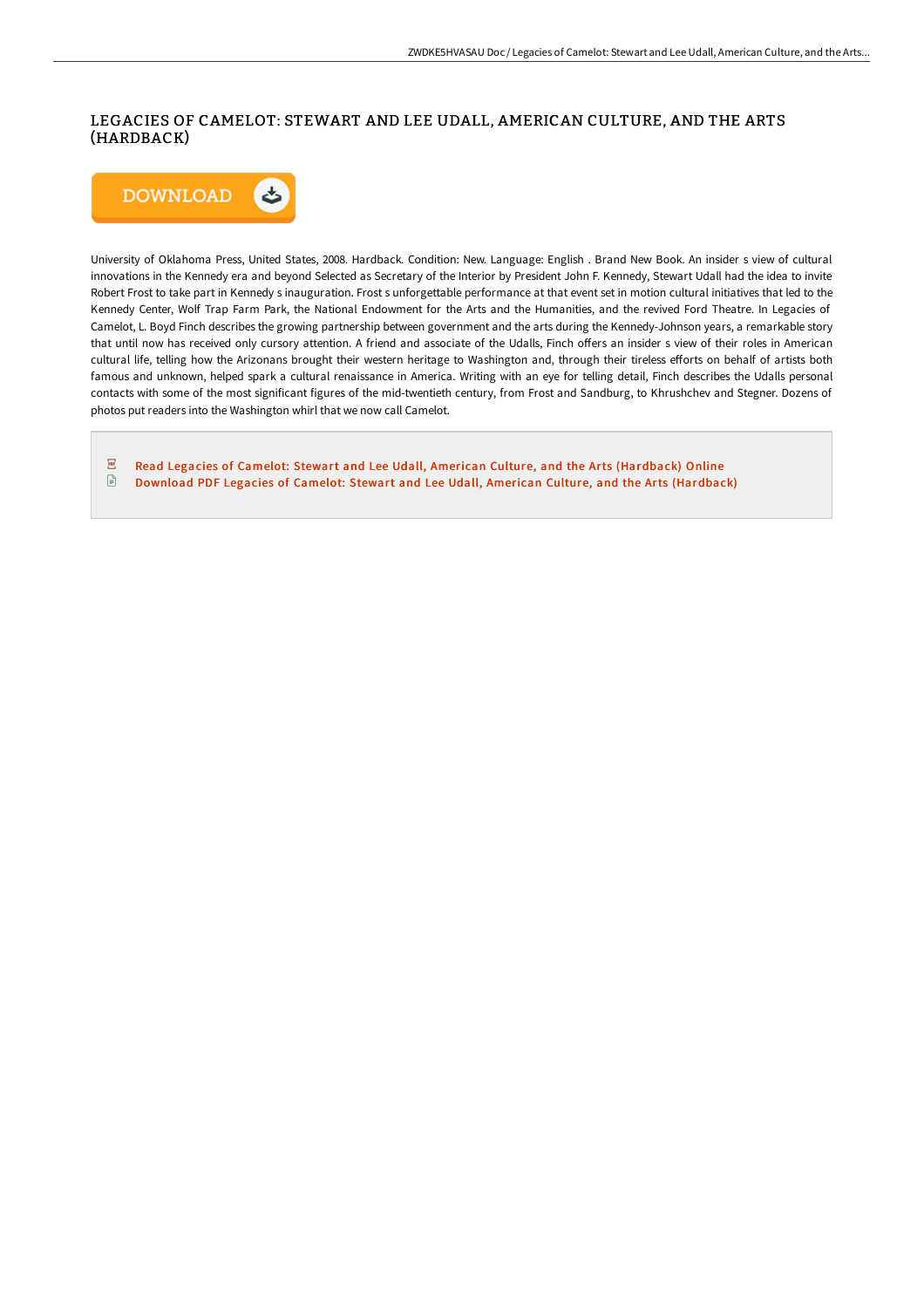# LEGACIES OF CAMELOT: STEWART AND LEE UDALL, AMERICAN CULTURE, AND THE ARTS (HARDBACK)

University of Oklahoma Press, United States, 2008. Hardback. Condition: New. Language: English . Brand New Book. An insider s view of cultural innovations in the Kennedy era and beyond Selected as Secretary of the Interior by President John F. Kennedy, Stewart Udall had the idea to invite Robert Frost to take part in Kennedy s inauguration. Frost s unforgettable performance at that event set in motion cultural initiatives that led to the Kennedy Center, Wolf Trap Farm Park, the National Endowment for the Arts and the Humanities, and the revived Ford Theatre. In Legacies of Camelot, L. Boyd Finch describes the growing partnership between government and the arts during the Kennedy-Johnson years, a remarkable story that until now has received only cursory attention. A friend and associate of the Udalls, Finch offers an insider s view of their roles in American cultural life, telling how the Arizonans brought their western heritage to Washington and, through their tireless efforts on behalf of artists both famous and unknown, helped spark a cultural renaissance in America. Writing with an eye for telling detail, Finch describes the Udalls personal contacts with some of the most significant figures of the mid-twentieth century, from Frost and Sandburg, to Khrushchev and Stegner. Dozens of photos put readers into the Washington whirl that we now call Camelot.

- Read Legacies of Camelot: Stewart and Lee Udall, American Culture, and the Arts (Hardback) Online
- Download PDF Legacies of Camelot: Stewart and Lee Udall, American Culture, and the Arts (Hardback)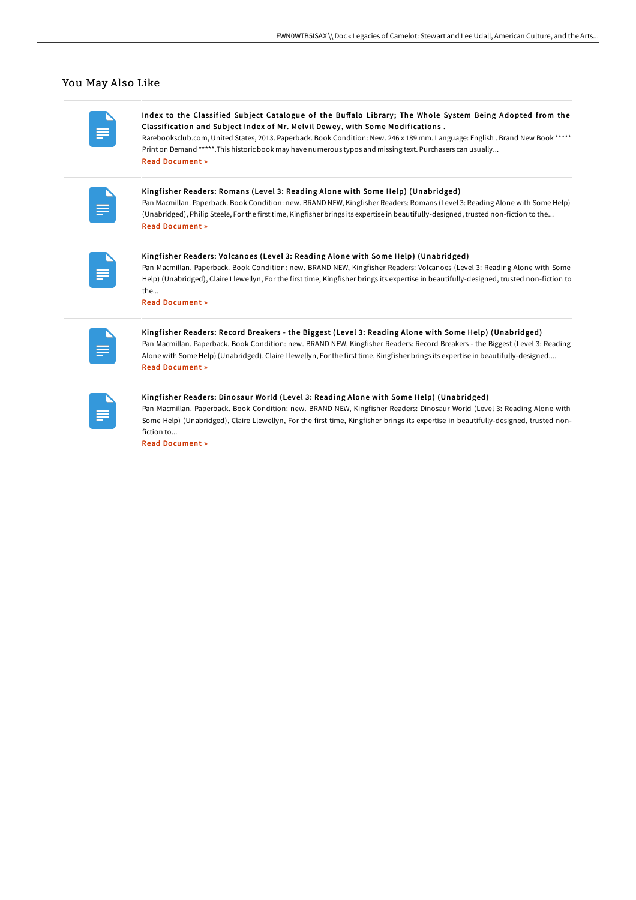## You May Also Like

**Index to the Classified Subject Catalogue of the Buffalo Library; The Whole System Being Adopted from the Classification and Subject Index of Mr. Melvil Dewey, with Some Modifications .**

Rarebooksclub.com, United States, 2013. Paperback. Book Condition: New. 246 x 189 mm. Language: English . Brand New Book ***** Print on Demand *****.This historic book may have numerous typos and missing text. Purchasers can usually...

Read Document »

**Kingfisher Readers: Romans (Level 3: Reading Alone with Some Help) (Unabridged)**

Pan Macmillan. Paperback. Book Condition: new. BRAND NEW, Kingfisher Readers: Romans (Level 3: Reading Alone with Some Help) (Unabridged), Philip Steele, For the first time, Kingfisher brings its expertise in beautifully-designed, trusted non-fiction to the...

Read Document »

**Kingfisher Readers: Volcanoes (Level 3: Reading Alone with Some Help) (Unabridged)**

Pan Macmillan. Paperback. Book Condition: new. BRAND NEW, Kingfisher Readers: Volcanoes (Level 3: Reading Alone with Some Help) (Unabridged), Claire Llewellyn, For the first time, Kingfisher brings its expertise in beautifully-designed, trusted non-fiction to the...

Read Document »

**Kingfisher Readers: Record Breakers - the Biggest (Level 3: Reading Alone with Some Help) (Unabridged)**

Pan Macmillan. Paperback. Book Condition: new. BRAND NEW, Kingfisher Readers: Record Breakers - the Biggest (Level 3: Reading Alone with Some Help) (Unabridged), Claire Llewellyn, For the first time, Kingfisher brings its expertise in beautifully-designed,...

Read Document »

**Kingfisher Readers: Dinosaur World (Level 3: Reading Alone with Some Help) (Unabridged)**

Pan Macmillan. Paperback. Book Condition: new. BRAND NEW, Kingfisher Readers: Dinosaur World (Level 3: Reading Alone with Some Help) (Unabridged), Claire Llewellyn, For the first time, Kingfisher brings its expertise in beautifully-designed, trusted non-fiction to...

Read Document »